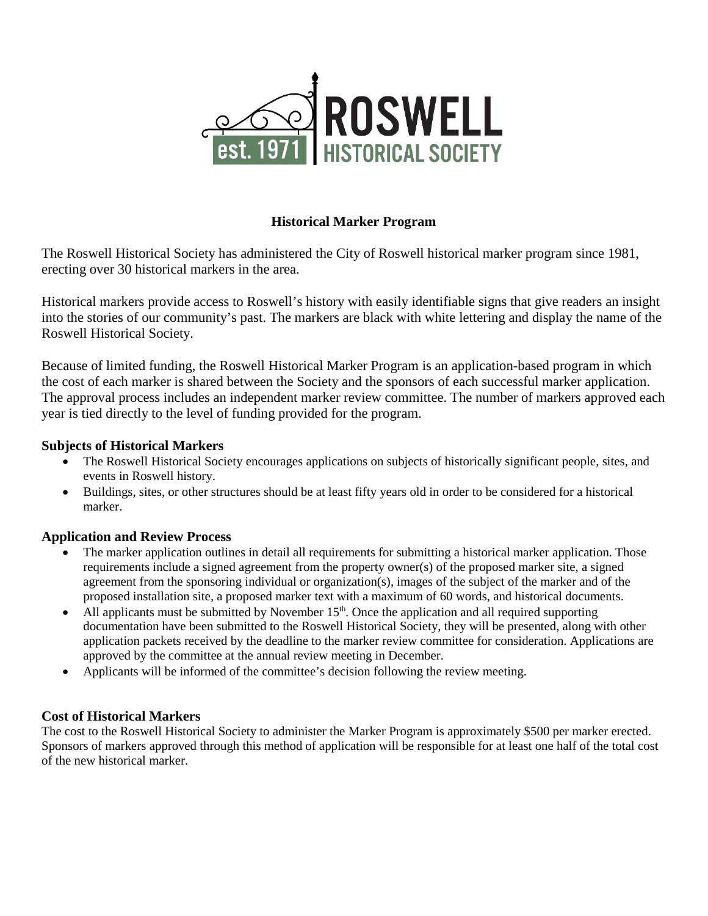# ROSWELL HISTORICAL SOCIETY

est. 1971

## Historical Marker Program

The Roswell Historical Society has administered the City of Roswell historical marker program since 1981, erecting over 30 historical markers in the area.

Historical markers provide access to Roswell's history with easily identifiable signs that give readers an insight into the stories of our community's past. The markers are black with white lettering and display the name of the Roswell Historical Society.

Because of limited funding, the Roswell Historical Marker Program is an application-based program in which the cost of each marker is shared between the Society and the sponsors of each successful marker application. The approval process includes an independent marker review committee. The number of markers approved each year is tied directly to the level of funding provided for the program.

### Subjects of Historical Markers

- The Roswell Historical Society encourages applications on subjects of historically significant people, sites, and events in Roswell history.
- Buildings, sites, or other structures should be at least fifty years old in order to be considered for a historical marker.

### Application and Review Process

- The marker application outlines in detail all requirements for submitting a historical marker application. Those requirements include a signed agreement from the property owner(s) of the proposed marker site, a signed agreement from the sponsoring individual or organization(s), images of the subject of the marker and of the proposed installation site, a proposed marker text with a maximum of 60 words, and historical documents.
- All applicants must be submitted by November 15th. Once the application and all required supporting documentation have been submitted to the Roswell Historical Society, they will be presented, along with other application packets received by the deadline to the marker review committee for consideration. Applications are approved by the committee at the annual review meeting in December.
- Applicants will be informed of the committee's decision following the review meeting.

### Cost of Historical Markers

The cost to the Roswell Historical Society to administer the Marker Program is approximately $500 per marker erected. Sponsors of markers approved through this method of application will be responsible for at least one half of the total cost of the new historical marker.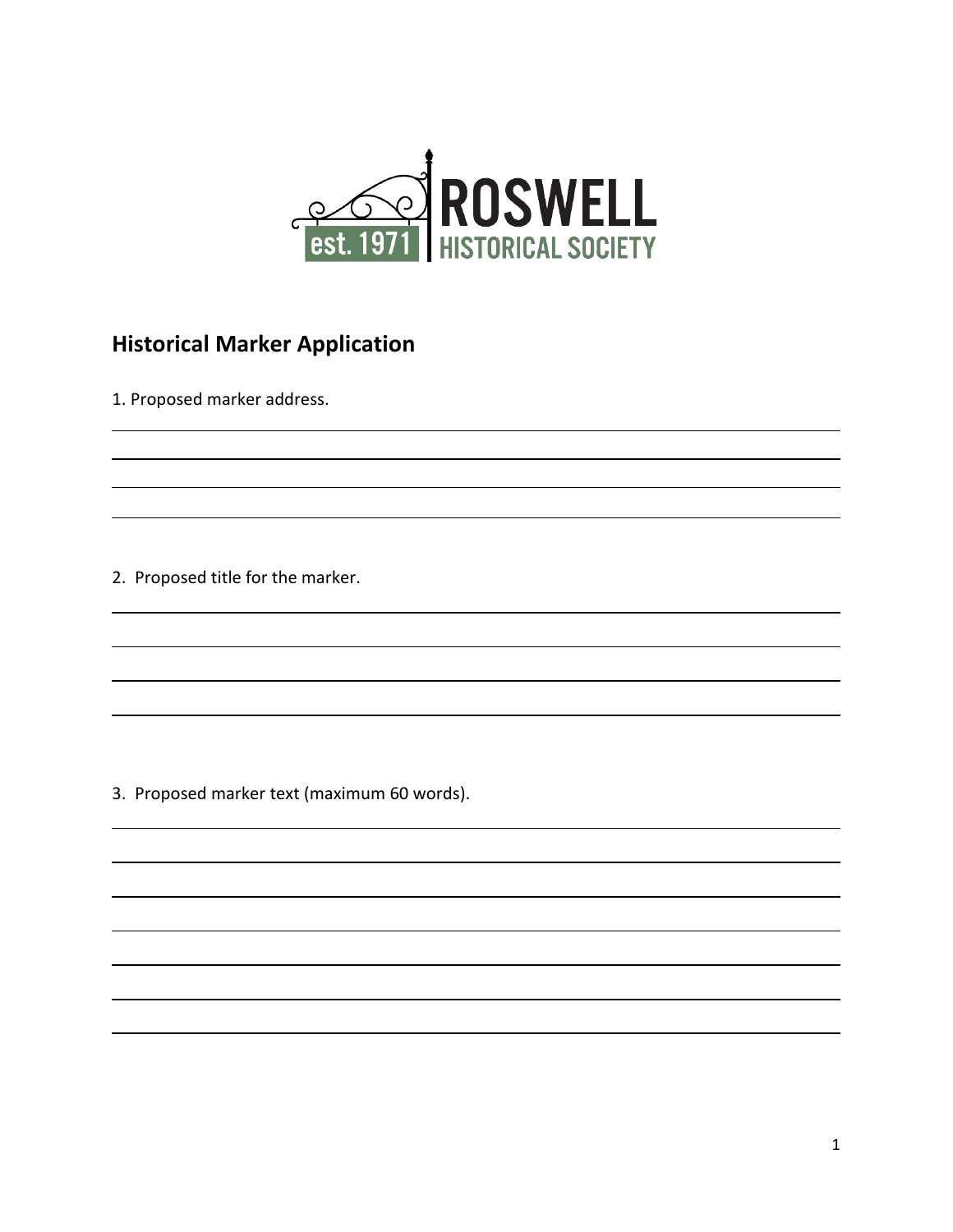ROSWELL HISTORICAL SOCIETY est. 1971

## Historical Marker Application

1. Proposed marker address.

2. Proposed title for the marker.

3. Proposed marker text (maximum 60 words).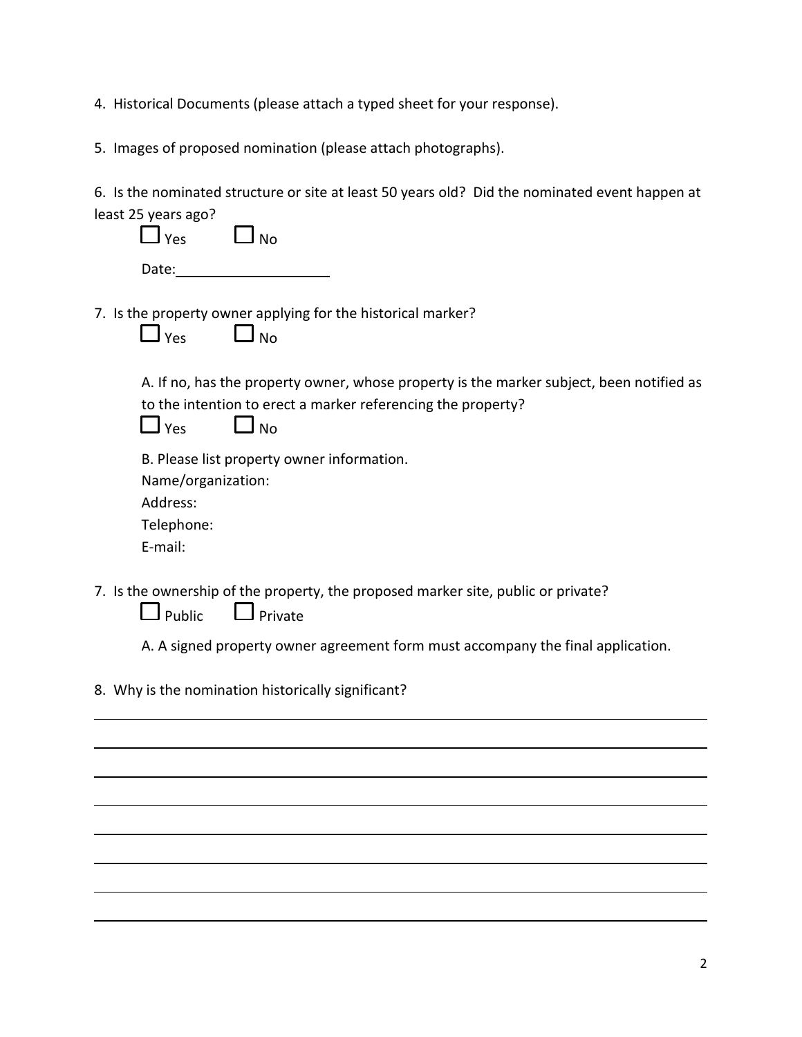4. Historical Documents (please attach a typed sheet for your response).

5. Images of proposed nomination (please attach photographs).

6. Is the nominated structure or site at least 50 years old? Did the nominated event happen at least 25 years ago?

   ☐ Yes ☐ No

   Date:____________________

7. Is the property owner applying for the historical marker?

   ☐ Yes ☐ No

   A. If no, has the property owner, whose property is the marker subject, been notified as to the intention to erect a marker referencing the property?

   ☐ Yes ☐ No

   B. Please list property owner information.
   Name/organization:
   Address:
   Telephone:
   E-mail:

7. Is the ownership of the property, the proposed marker site, public or private?

   ☐ Public ☐ Private

   A. A signed property owner agreement form must accompany the final application.

8. Why is the nomination historically significant?

________________________________________________________________________________

________________________________________________________________________________

________________________________________________________________________________

________________________________________________________________________________

________________________________________________________________________________

________________________________________________________________________________

________________________________________________________________________________

________________________________________________________________________________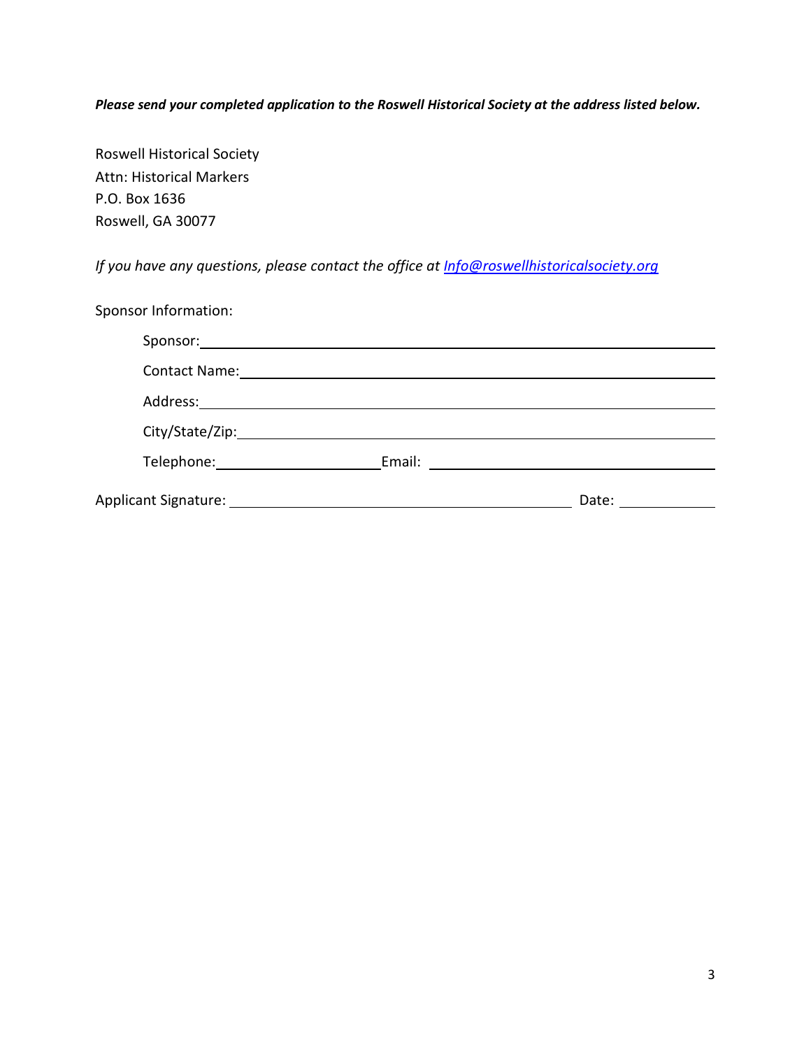***Please send your completed application to the Roswell Historical Society at the address listed below.***

Roswell Historical Society
Attn: Historical Markers
P.O. Box 1636
Roswell, GA 30077

*If you have any questions, please contact the office at [Info@roswellhistoricalsociety.org](mailto:Info@roswellhistoricalsociety.org)*

Sponsor Information:

Sponsor: ______________________________________________

Contact Name: ______________________________________________

Address: ______________________________________________

City/State/Zip: ______________________________________________

Telephone: ____________________ Email: ____________________

Applicant Signature: ______________________________ Date: ____________